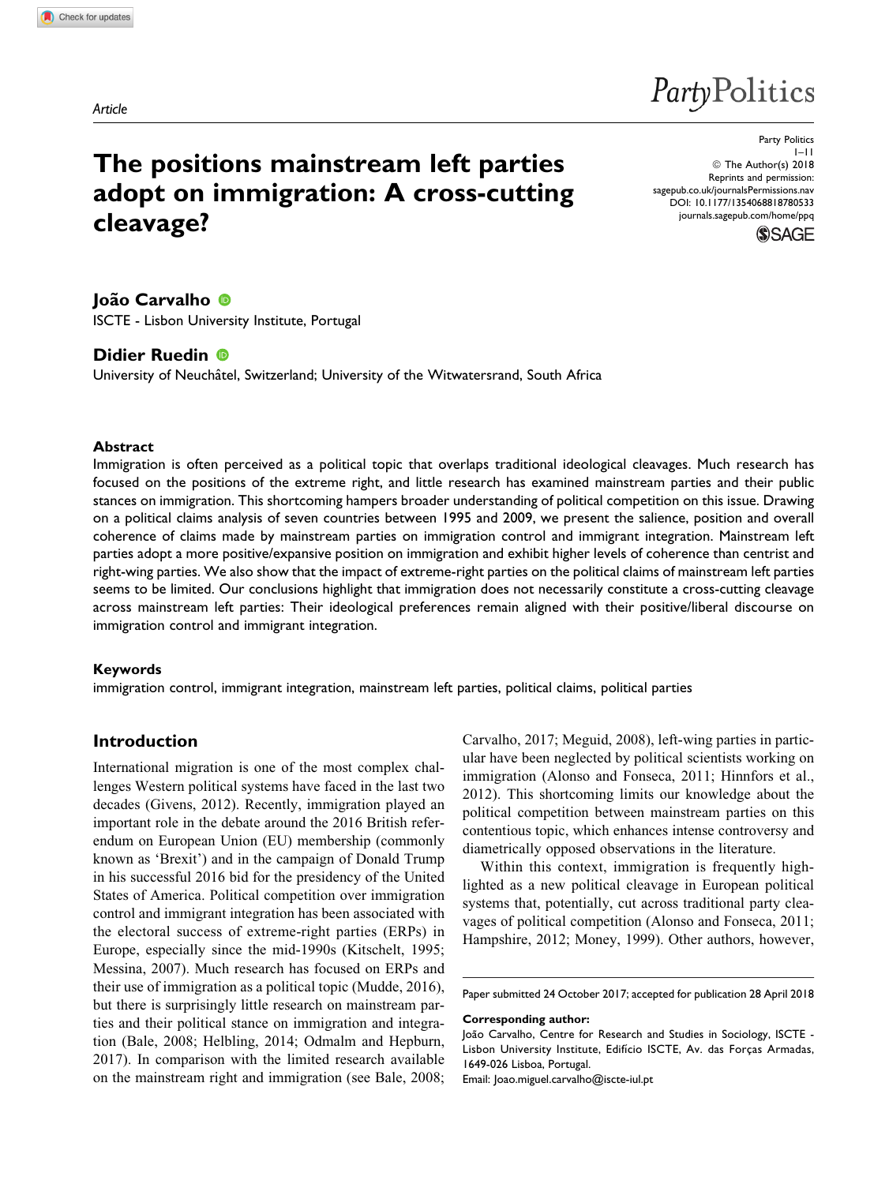*Article*

# The positions mainstream left parties adopt on immigration: A cross-cutting cleavage?

Party Politics
1–11
© The Author(s) 2018
Reprints and permission: sagepub.co.uk/journalsPermissions.nav
DOI: 10.1177/1354068818780533
journals.sagepub.com/home/ppq

**João Carvalho**
ISCTE - Lisbon University Institute, Portugal

**Didier Ruedin**
University of Neuchâtel, Switzerland; University of the Witwatersrand, South Africa

## Abstract

Immigration is often perceived as a political topic that overlaps traditional ideological cleavages. Much research has focused on the positions of the extreme right, and little research has examined mainstream parties and their public stances on immigration. This shortcoming hampers broader understanding of political competition on this issue. Drawing on a political claims analysis of seven countries between 1995 and 2009, we present the salience, position and overall coherence of claims made by mainstream parties on immigration control and immigrant integration. Mainstream left parties adopt a more positive/expansive position on immigration and exhibit higher levels of coherence than centrist and right-wing parties. We also show that the impact of extreme-right parties on the political claims of mainstream left parties seems to be limited. Our conclusions highlight that immigration does not necessarily constitute a cross-cutting cleavage across mainstream left parties: Their ideological preferences remain aligned with their positive/liberal discourse on immigration control and immigrant integration.

## Keywords

immigration control, immigrant integration, mainstream left parties, political claims, political parties

## Introduction

International migration is one of the most complex challenges Western political systems have faced in the last two decades (Givens, 2012). Recently, immigration played an important role in the debate around the 2016 British referendum on European Union (EU) membership (commonly known as 'Brexit') and in the campaign of Donald Trump in his successful 2016 bid for the presidency of the United States of America. Political competition over immigration control and immigrant integration has been associated with the electoral success of extreme-right parties (ERPs) in Europe, especially since the mid-1990s (Kitschelt, 1995; Messina, 2007). Much research has focused on ERPs and their use of immigration as a political topic (Mudde, 2016), but there is surprisingly little research on mainstream parties and their political stance on immigration and integration (Bale, 2008; Helbling, 2014; Odmalm and Hepburn, 2017). In comparison with the limited research available on the mainstream right and immigration (see Bale, 2008; Carvalho, 2017; Meguid, 2008), left-wing parties in particular have been neglected by political scientists working on immigration (Alonso and Fonseca, 2011; Hinnfors et al., 2012). This shortcoming limits our knowledge about the political competition between mainstream parties on this contentious topic, which enhances intense controversy and diametrically opposed observations in the literature.

Within this context, immigration is frequently highlighted as a new political cleavage in European political systems that, potentially, cut across traditional party cleavages of political competition (Alonso and Fonseca, 2011; Hampshire, 2012; Money, 1999). Other authors, however,

Paper submitted 24 October 2017; accepted for publication 28 April 2018

**Corresponding author:**
João Carvalho, Centre for Research and Studies in Sociology, ISCTE - Lisbon University Institute, Edifício ISCTE, Av. das Forças Armadas, 1649-026 Lisboa, Portugal.
Email: Joao.miguel.carvalho@iscte-iul.pt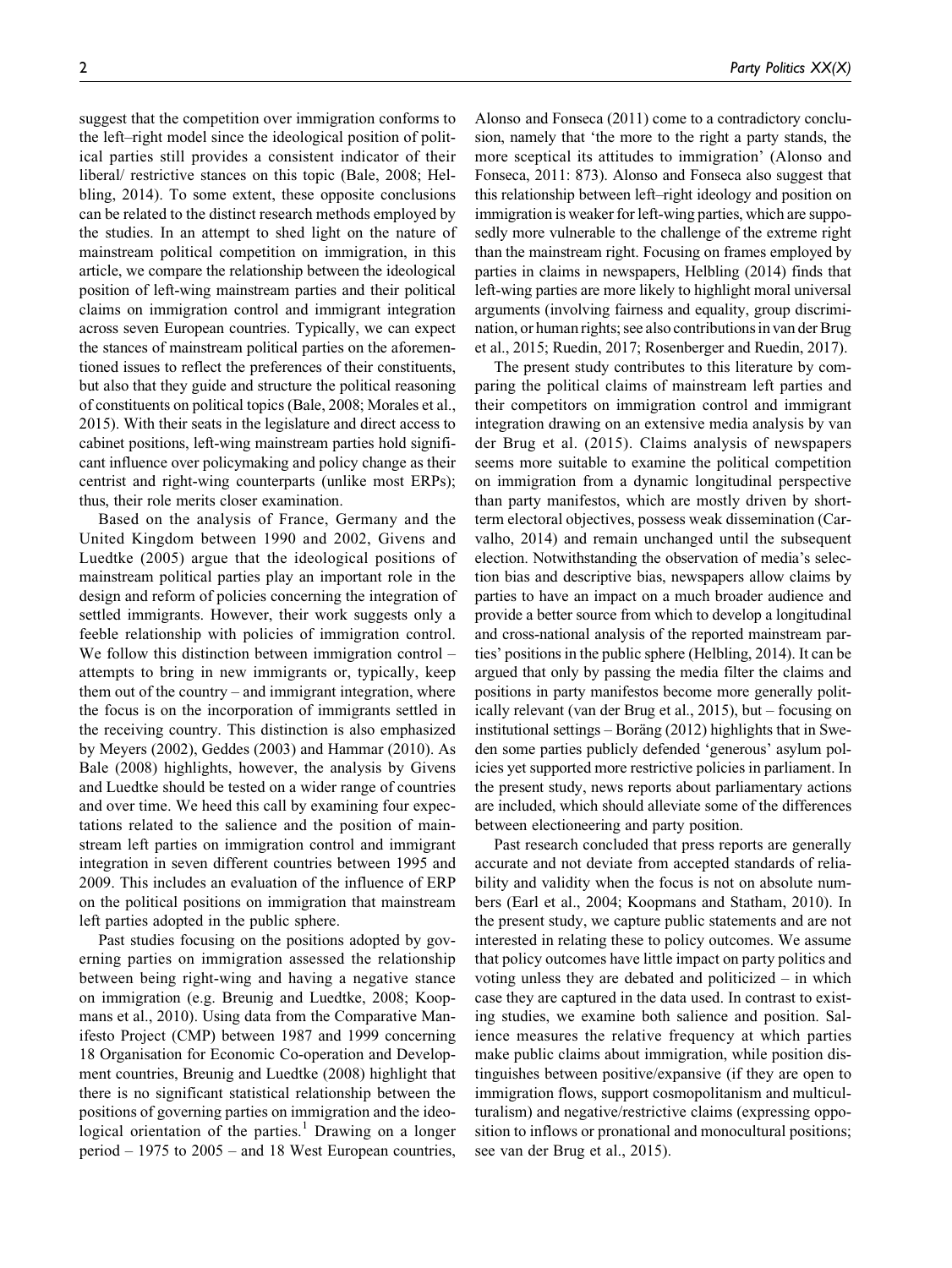suggest that the competition over immigration conforms to the left–right model since the ideological position of political parties still provides a consistent indicator of their liberal/ restrictive stances on this topic (Bale, 2008; Helbling, 2014). To some extent, these opposite conclusions can be related to the distinct research methods employed by the studies. In an attempt to shed light on the nature of mainstream political competition on immigration, in this article, we compare the relationship between the ideological position of left-wing mainstream parties and their political claims on immigration control and immigrant integration across seven European countries. Typically, we can expect the stances of mainstream political parties on the aforementioned issues to reflect the preferences of their constituents, but also that they guide and structure the political reasoning of constituents on political topics (Bale, 2008; Morales et al., 2015). With their seats in the legislature and direct access to cabinet positions, left-wing mainstream parties hold significant influence over policymaking and policy change as their centrist and right-wing counterparts (unlike most ERPs); thus, their role merits closer examination.

Based on the analysis of France, Germany and the United Kingdom between 1990 and 2002, Givens and Luedtke (2005) argue that the ideological positions of mainstream political parties play an important role in the design and reform of policies concerning the integration of settled immigrants. However, their work suggests only a feeble relationship with policies of immigration control. We follow this distinction between immigration control – attempts to bring in new immigrants or, typically, keep them out of the country – and immigrant integration, where the focus is on the incorporation of immigrants settled in the receiving country. This distinction is also emphasized by Meyers (2002), Geddes (2003) and Hammar (2010). As Bale (2008) highlights, however, the analysis by Givens and Luedtke should be tested on a wider range of countries and over time. We heed this call by examining four expectations related to the salience and the position of mainstream left parties on immigration control and immigrant integration in seven different countries between 1995 and 2009. This includes an evaluation of the influence of ERP on the political positions on immigration that mainstream left parties adopted in the public sphere.

Past studies focusing on the positions adopted by governing parties on immigration assessed the relationship between being right-wing and having a negative stance on immigration (e.g. Breunig and Luedtke, 2008; Koopmans et al., 2010). Using data from the Comparative Manifesto Project (CMP) between 1987 and 1999 concerning 18 Organisation for Economic Co-operation and Development countries, Breunig and Luedtke (2008) highlight that there is no significant statistical relationship between the positions of governing parties on immigration and the ideological orientation of the parties.[1] Drawing on a longer period – 1975 to 2005 – and 18 West European countries, Alonso and Fonseca (2011) come to a contradictory conclusion, namely that 'the more to the right a party stands, the more sceptical its attitudes to immigration' (Alonso and Fonseca, 2011: 873). Alonso and Fonseca also suggest that this relationship between left–right ideology and position on immigration is weaker for left-wing parties, which are supposedly more vulnerable to the challenge of the extreme right than the mainstream right. Focusing on frames employed by parties in claims in newspapers, Helbling (2014) finds that left-wing parties are more likely to highlight moral universal arguments (involving fairness and equality, group discrimination, or human rights; see also contributions in van der Brug et al., 2015; Ruedin, 2017; Rosenberger and Ruedin, 2017).

The present study contributes to this literature by comparing the political claims of mainstream left parties and their competitors on immigration control and immigrant integration drawing on an extensive media analysis by van der Brug et al. (2015). Claims analysis of newspapers seems more suitable to examine the political competition on immigration from a dynamic longitudinal perspective than party manifestos, which are mostly driven by short-term electoral objectives, possess weak dissemination (Carvalho, 2014) and remain unchanged until the subsequent election. Notwithstanding the observation of media's selection bias and descriptive bias, newspapers allow claims by parties to have an impact on a much broader audience and provide a better source from which to develop a longitudinal and cross-national analysis of the reported mainstream parties' positions in the public sphere (Helbling, 2014). It can be argued that only by passing the media filter the claims and positions in party manifestos become more generally politically relevant (van der Brug et al., 2015), but – focusing on institutional settings – Boräng (2012) highlights that in Sweden some parties publicly defended 'generous' asylum policies yet supported more restrictive policies in parliament. In the present study, news reports about parliamentary actions are included, which should alleviate some of the differences between electioneering and party position.

Past research concluded that press reports are generally accurate and not deviate from accepted standards of reliability and validity when the focus is not on absolute numbers (Earl et al., 2004; Koopmans and Statham, 2010). In the present study, we capture public statements and are not interested in relating these to policy outcomes. We assume that policy outcomes have little impact on party politics and voting unless they are debated and politicized – in which case they are captured in the data used. In contrast to existing studies, we examine both salience and position. Salience measures the relative frequency at which parties make public claims about immigration, while position distinguishes between positive/expansive (if they are open to immigration flows, support cosmopolitanism and multiculturalism) and negative/restrictive claims (expressing opposition to inflows or pronational and monocultural positions; see van der Brug et al., 2015).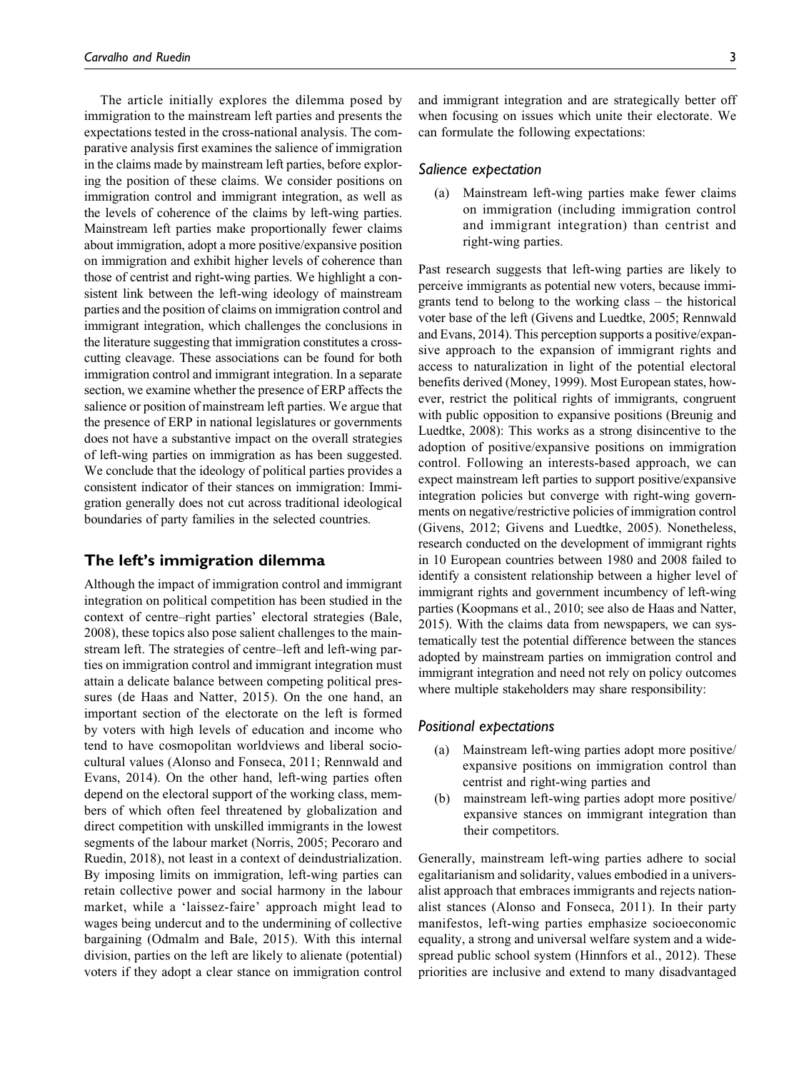The article initially explores the dilemma posed by immigration to the mainstream left parties and presents the expectations tested in the cross-national analysis. The comparative analysis first examines the salience of immigration in the claims made by mainstream left parties, before exploring the position of these claims. We consider positions on immigration control and immigrant integration, as well as the levels of coherence of the claims by left-wing parties. Mainstream left parties make proportionally fewer claims about immigration, adopt a more positive/expansive position on immigration and exhibit higher levels of coherence than those of centrist and right-wing parties. We highlight a consistent link between the left-wing ideology of mainstream parties and the position of claims on immigration control and immigrant integration, which challenges the conclusions in the literature suggesting that immigration constitutes a cross-cutting cleavage. These associations can be found for both immigration control and immigrant integration. In a separate section, we examine whether the presence of ERP affects the salience or position of mainstream left parties. We argue that the presence of ERP in national legislatures or governments does not have a substantive impact on the overall strategies of left-wing parties on immigration as has been suggested. We conclude that the ideology of political parties provides a consistent indicator of their stances on immigration: Immigration generally does not cut across traditional ideological boundaries of party families in the selected countries.

## The left's immigration dilemma

Although the impact of immigration control and immigrant integration on political competition has been studied in the context of centre–right parties' electoral strategies (Bale, 2008), these topics also pose salient challenges to the mainstream left. The strategies of centre–left and left-wing parties on immigration control and immigrant integration must attain a delicate balance between competing political pressures (de Haas and Natter, 2015). On the one hand, an important section of the electorate on the left is formed by voters with high levels of education and income who tend to have cosmopolitan worldviews and liberal sociocultural values (Alonso and Fonseca, 2011; Rennwald and Evans, 2014). On the other hand, left-wing parties often depend on the electoral support of the working class, members of which often feel threatened by globalization and direct competition with unskilled immigrants in the lowest segments of the labour market (Norris, 2005; Pecoraro and Ruedin, 2018), not least in a context of deindustrialization. By imposing limits on immigration, left-wing parties can retain collective power and social harmony in the labour market, while a 'laissez-faire' approach might lead to wages being undercut and to the undermining of collective bargaining (Odmalm and Bale, 2015). With this internal division, parties on the left are likely to alienate (potential) voters if they adopt a clear stance on immigration control and immigrant integration and are strategically better off when focusing on issues which unite their electorate. We can formulate the following expectations:

### *Salience expectation*

(a) Mainstream left-wing parties make fewer claims on immigration (including immigration control and immigrant integration) than centrist and right-wing parties.

Past research suggests that left-wing parties are likely to perceive immigrants as potential new voters, because immigrants tend to belong to the working class – the historical voter base of the left (Givens and Luedtke, 2005; Rennwald and Evans, 2014). This perception supports a positive/expansive approach to the expansion of immigrant rights and access to naturalization in light of the potential electoral benefits derived (Money, 1999). Most European states, however, restrict the political rights of immigrants, congruent with public opposition to expansive positions (Breunig and Luedtke, 2008): This works as a strong disincentive to the adoption of positive/expansive positions on immigration control. Following an interests-based approach, we can expect mainstream left parties to support positive/expansive integration policies but converge with right-wing governments on negative/restrictive policies of immigration control (Givens, 2012; Givens and Luedtke, 2005). Nonetheless, research conducted on the development of immigrant rights in 10 European countries between 1980 and 2008 failed to identify a consistent relationship between a higher level of immigrant rights and government incumbency of left-wing parties (Koopmans et al., 2010; see also de Haas and Natter, 2015). With the claims data from newspapers, we can systematically test the potential difference between the stances adopted by mainstream parties on immigration control and immigrant integration and need not rely on policy outcomes where multiple stakeholders may share responsibility:

### *Positional expectations*

(a) Mainstream left-wing parties adopt more positive/expansive positions on immigration control than centrist and right-wing parties and
(b) mainstream left-wing parties adopt more positive/expansive stances on immigrant integration than their competitors.

Generally, mainstream left-wing parties adhere to social egalitarianism and solidarity, values embodied in a universalist approach that embraces immigrants and rejects nationalist stances (Alonso and Fonseca, 2011). In their party manifestos, left-wing parties emphasize socioeconomic equality, a strong and universal welfare system and a widespread public school system (Hinnfors et al., 2012). These priorities are inclusive and extend to many disadvantaged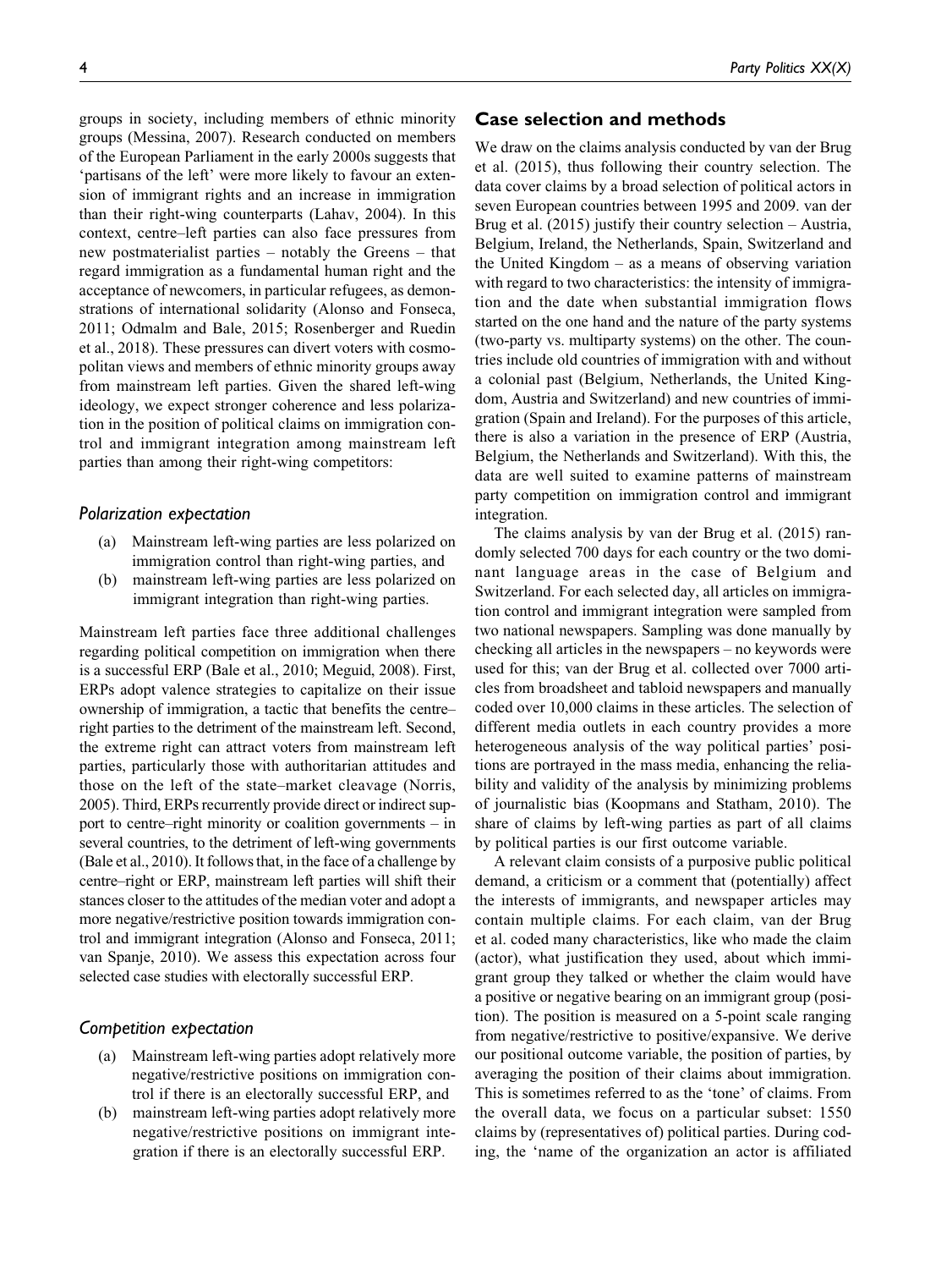groups in society, including members of ethnic minority groups (Messina, 2007). Research conducted on members of the European Parliament in the early 2000s suggests that 'partisans of the left' were more likely to favour an extension of immigrant rights and an increase in immigration than their right-wing counterparts (Lahav, 2004). In this context, centre–left parties can also face pressures from new postmaterialist parties – notably the Greens – that regard immigration as a fundamental human right and the acceptance of newcomers, in particular refugees, as demonstrations of international solidarity (Alonso and Fonseca, 2011; Odmalm and Bale, 2015; Rosenberger and Ruedin et al., 2018). These pressures can divert voters with cosmopolitan views and members of ethnic minority groups away from mainstream left parties. Given the shared left-wing ideology, we expect stronger coherence and less polarization in the position of political claims on immigration control and immigrant integration among mainstream left parties than among their right-wing competitors:

### *Polarization expectation*

(a) Mainstream left-wing parties are less polarized on immigration control than right-wing parties, and
(b) mainstream left-wing parties are less polarized on immigrant integration than right-wing parties.

Mainstream left parties face three additional challenges regarding political competition on immigration when there is a successful ERP (Bale et al., 2010; Meguid, 2008). First, ERPs adopt valence strategies to capitalize on their issue ownership of immigration, a tactic that benefits the centre–right parties to the detriment of the mainstream left. Second, the extreme right can attract voters from mainstream left parties, particularly those with authoritarian attitudes and those on the left of the state–market cleavage (Norris, 2005). Third, ERPs recurrently provide direct or indirect support to centre–right minority or coalition governments – in several countries, to the detriment of left-wing governments (Bale et al., 2010). It follows that, in the face of a challenge by centre–right or ERP, mainstream left parties will shift their stances closer to the attitudes of the median voter and adopt a more negative/restrictive position towards immigration control and immigrant integration (Alonso and Fonseca, 2011; van Spanje, 2010). We assess this expectation across four selected case studies with electorally successful ERP.

### *Competition expectation*

(a) Mainstream left-wing parties adopt relatively more negative/restrictive positions on immigration control if there is an electorally successful ERP, and
(b) mainstream left-wing parties adopt relatively more negative/restrictive positions on immigrant integration if there is an electorally successful ERP.

## Case selection and methods

We draw on the claims analysis conducted by van der Brug et al. (2015), thus following their country selection. The data cover claims by a broad selection of political actors in seven European countries between 1995 and 2009. van der Brug et al. (2015) justify their country selection – Austria, Belgium, Ireland, the Netherlands, Spain, Switzerland and the United Kingdom – as a means of observing variation with regard to two characteristics: the intensity of immigration and the date when substantial immigration flows started on the one hand and the nature of the party systems (two-party vs. multiparty systems) on the other. The countries include old countries of immigration with and without a colonial past (Belgium, Netherlands, the United Kingdom, Austria and Switzerland) and new countries of immigration (Spain and Ireland). For the purposes of this article, there is also a variation in the presence of ERP (Austria, Belgium, the Netherlands and Switzerland). With this, the data are well suited to examine patterns of mainstream party competition on immigration control and immigrant integration.

The claims analysis by van der Brug et al. (2015) randomly selected 700 days for each country or the two dominant language areas in the case of Belgium and Switzerland. For each selected day, all articles on immigration control and immigrant integration were sampled from two national newspapers. Sampling was done manually by checking all articles in the newspapers – no keywords were used for this; van der Brug et al. collected over 7000 articles from broadsheet and tabloid newspapers and manually coded over 10,000 claims in these articles. The selection of different media outlets in each country provides a more heterogeneous analysis of the way political parties' positions are portrayed in the mass media, enhancing the reliability and validity of the analysis by minimizing problems of journalistic bias (Koopmans and Statham, 2010). The share of claims by left-wing parties as part of all claims by political parties is our first outcome variable.

A relevant claim consists of a purposive public political demand, a criticism or a comment that (potentially) affect the interests of immigrants, and newspaper articles may contain multiple claims. For each claim, van der Brug et al. coded many characteristics, like who made the claim (actor), what justification they used, about which immigrant group they talked or whether the claim would have a positive or negative bearing on an immigrant group (position). The position is measured on a 5-point scale ranging from negative/restrictive to positive/expansive. We derive our positional outcome variable, the position of parties, by averaging the position of their claims about immigration. This is sometimes referred to as the 'tone' of claims. From the overall data, we focus on a particular subset: 1550 claims by (representatives of) political parties. During coding, the 'name of the organization an actor is affiliated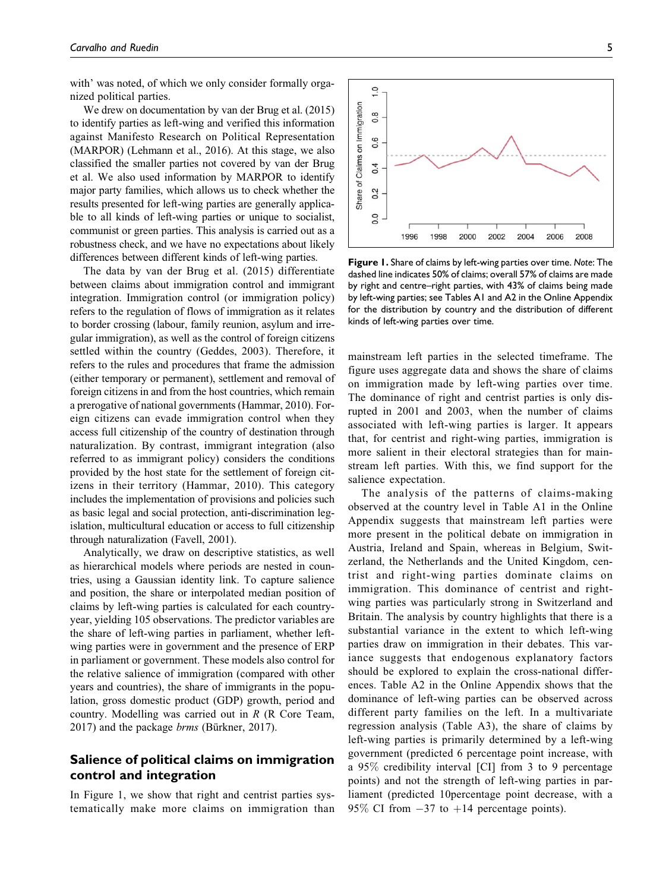with' was noted, of which we only consider formally organized political parties.

We drew on documentation by van der Brug et al. (2015) to identify parties as left-wing and verified this information against Manifesto Research on Political Representation (MARPOR) (Lehmann et al., 2016). At this stage, we also classified the smaller parties not covered by van der Brug et al. We also used information by MARPOR to identify major party families, which allows us to check whether the results presented for left-wing parties are generally applicable to all kinds of left-wing parties or unique to socialist, communist or green parties. This analysis is carried out as a robustness check, and we have no expectations about likely differences between different kinds of left-wing parties.

The data by van der Brug et al. (2015) differentiate between claims about immigration control and immigrant integration. Immigration control (or immigration policy) refers to the regulation of flows of immigration as it relates to border crossing (labour, family reunion, asylum and irregular immigration), as well as the control of foreign citizens settled within the country (Geddes, 2003). Therefore, it refers to the rules and procedures that frame the admission (either temporary or permanent), settlement and removal of foreign citizens in and from the host countries, which remain a prerogative of national governments (Hammar, 2010). Foreign citizens can evade immigration control when they access full citizenship of the country of destination through naturalization. By contrast, immigrant integration (also referred to as immigrant policy) considers the conditions provided by the host state for the settlement of foreign citizens in their territory (Hammar, 2010). This category includes the implementation of provisions and policies such as basic legal and social protection, anti-discrimination legislation, multicultural education or access to full citizenship through naturalization (Favell, 2001).

Analytically, we draw on descriptive statistics, as well as hierarchical models where periods are nested in countries, using a Gaussian identity link. To capture salience and position, the share or interpolated median position of claims by left-wing parties is calculated for each country-year, yielding 105 observations. The predictor variables are the share of left-wing parties in parliament, whether left-wing parties were in government and the presence of ERP in parliament or government. These models also control for the relative salience of immigration (compared with other years and countries), the share of immigrants in the population, gross domestic product (GDP) growth, period and country. Modelling was carried out in R (R Core Team, 2017) and the package *brms* (Bürkner, 2017).

## Salience of political claims on immigration control and integration

In Figure 1, we show that right and centrist parties systematically make more claims on immigration than mainstream left parties in the selected timeframe. The figure uses aggregate data and shows the share of claims on immigration made by left-wing parties over time. The dominance of right and centrist parties is only disrupted in 2001 and 2003, when the number of claims associated with left-wing parties is larger. It appears that, for centrist and right-wing parties, immigration is more salient in their electoral strategies than for mainstream left parties. With this, we find support for the salience expectation.

**Figure 1.** Share of claims by left-wing parties over time. *Note*: The dashed line indicates 50% of claims; overall 57% of claims are made by right and centre–right parties, with 43% of claims being made by left-wing parties; see Tables A1 and A2 in the Online Appendix for the distribution by country and the distribution of different kinds of left-wing parties over time.

The analysis of the patterns of claims-making observed at the country level in Table A1 in the Online Appendix suggests that mainstream left parties were more present in the political debate on immigration in Austria, Ireland and Spain, whereas in Belgium, Switzerland, the Netherlands and the United Kingdom, centrist and right-wing parties dominate claims on immigration. This dominance of centrist and right-wing parties was particularly strong in Switzerland and Britain. The analysis by country highlights that there is a substantial variance in the extent to which left-wing parties draw on immigration in their debates. This variance suggests that endogenous explanatory factors should be explored to explain the cross-national differences. Table A2 in the Online Appendix shows that the dominance of left-wing parties can be observed across different party families on the left. In a multivariate regression analysis (Table A3), the share of claims by left-wing parties is primarily determined by a left-wing government (predicted 6 percentage point increase, with a 95% credibility interval [CI] from 3 to 9 percentage points) and not the strength of left-wing parties in parliament (predicted 10percentage point decrease, with a 95% CI from −37 to +14 percentage points).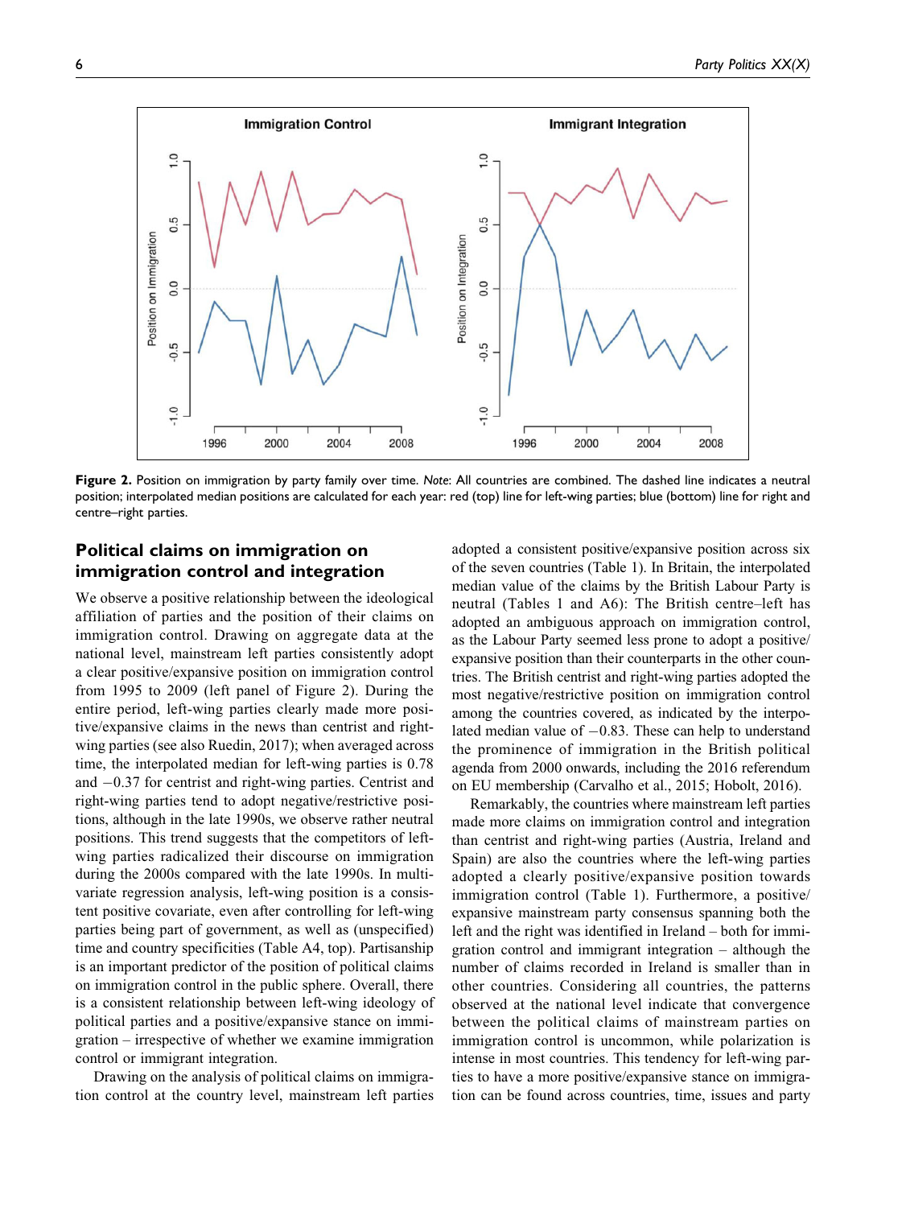**Figure 2.** Position on immigration by party family over time. *Note*: All countries are combined. The dashed line indicates a neutral position; interpolated median positions are calculated for each year: red (top) line for left-wing parties; blue (bottom) line for right and centre–right parties.

## Political claims on immigration on immigration control and integration

We observe a positive relationship between the ideological affiliation of parties and the position of their claims on immigration control. Drawing on aggregate data at the national level, mainstream left parties consistently adopt a clear positive/expansive position on immigration control from 1995 to 2009 (left panel of Figure 2). During the entire period, left-wing parties clearly made more positive/expansive claims in the news than centrist and right-wing parties (see also Ruedin, 2017); when averaged across time, the interpolated median for left-wing parties is 0.78 and −0.37 for centrist and right-wing parties. Centrist and right-wing parties tend to adopt negative/restrictive positions, although in the late 1990s, we observe rather neutral positions. This trend suggests that the competitors of left-wing parties radicalized their discourse on immigration during the 2000s compared with the late 1990s. In multivariate regression analysis, left-wing position is a consistent positive covariate, even after controlling for left-wing parties being part of government, as well as (unspecified) time and country specificities (Table A4, top). Partisanship is an important predictor of the position of political claims on immigration control in the public sphere. Overall, there is a consistent relationship between left-wing ideology of political parties and a positive/expansive stance on immigration – irrespective of whether we examine immigration control or immigrant integration.

Drawing on the analysis of political claims on immigration control at the country level, mainstream left parties adopted a consistent positive/expansive position across six of the seven countries (Table 1). In Britain, the interpolated median value of the claims by the British Labour Party is neutral (Tables 1 and A6): The British centre–left has adopted an ambiguous approach on immigration control, as the Labour Party seemed less prone to adopt a positive/expansive position than their counterparts in the other countries. The British centrist and right-wing parties adopted the most negative/restrictive position on immigration control among the countries covered, as indicated by the interpolated median value of −0.83. These can help to understand the prominence of immigration in the British political agenda from 2000 onwards, including the 2016 referendum on EU membership (Carvalho et al., 2015; Hobolt, 2016).

Remarkably, the countries where mainstream left parties made more claims on immigration control and integration than centrist and right-wing parties (Austria, Ireland and Spain) are also the countries where the left-wing parties adopted a clearly positive/expansive position towards immigration control (Table 1). Furthermore, a positive/expansive mainstream party consensus spanning both the left and the right was identified in Ireland – both for immigration control and immigrant integration – although the number of claims recorded in Ireland is smaller than in other countries. Considering all countries, the patterns observed at the national level indicate that convergence between the political claims of mainstream parties on immigration control is uncommon, while polarization is intense in most countries. This tendency for left-wing parties to have a more positive/expansive stance on immigration can be found across countries, time, issues and party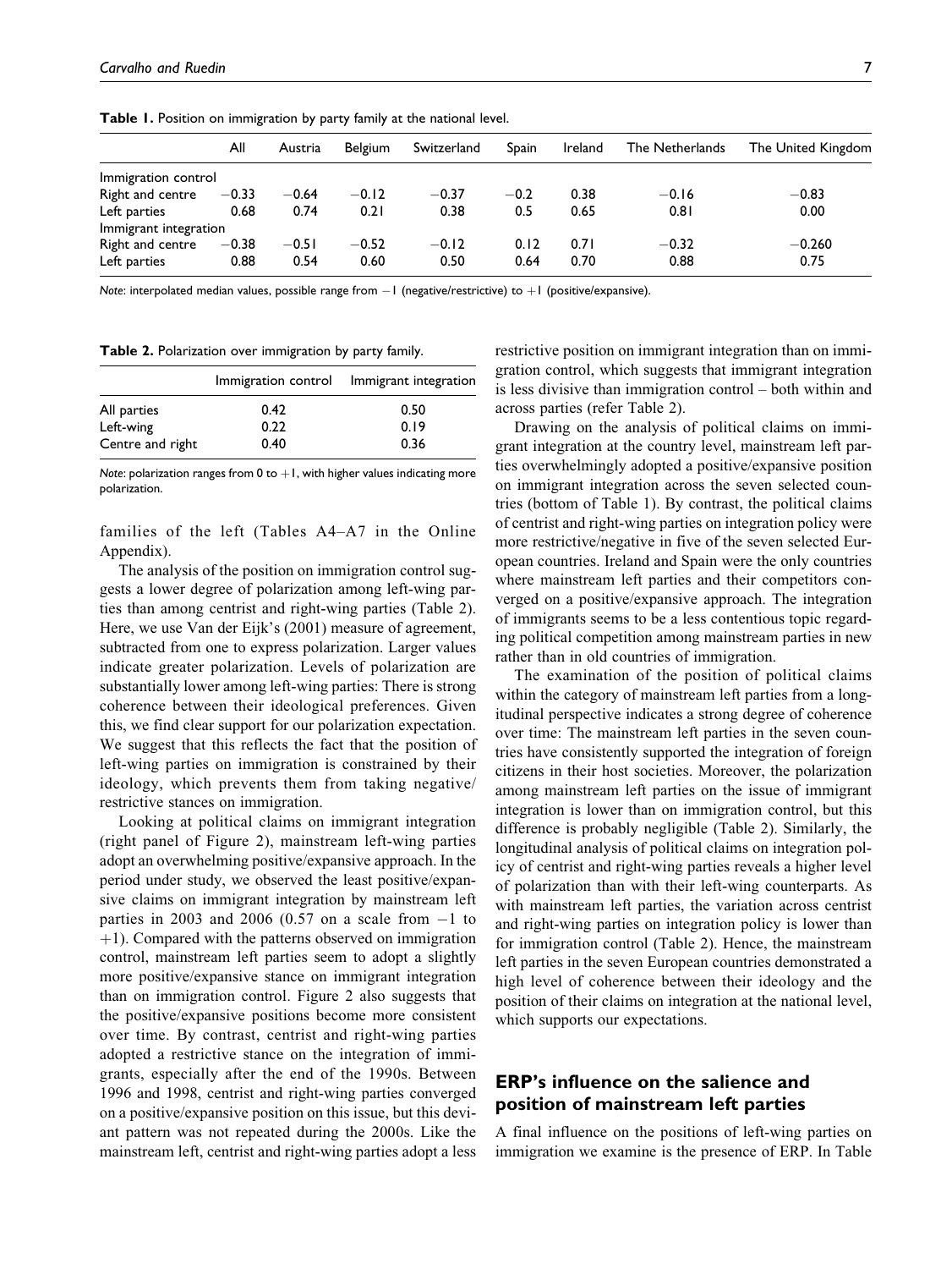**Table 1.** Position on immigration by party family at the national level.

| | All | Austria | Belgium | Switzerland | Spain | Ireland | The Netherlands | The United Kingdom |
|---|---|---|---|---|---|---|---|---|
| Immigration control | | | | | | | | |
| Right and centre | −0.33 | −0.64 | −0.12 | −0.37 | −0.2 | 0.38 | −0.16 | −0.83 |
| Left parties | 0.68 | 0.74 | 0.21 | 0.38 | 0.5 | 0.65 | 0.81 | 0.00 |
| Immigrant integration | | | | | | | | |
| Right and centre | −0.38 | −0.51 | −0.52 | −0.12 | 0.12 | 0.71 | −0.32 | −0.260 |
| Left parties | 0.88 | 0.54 | 0.60 | 0.50 | 0.64 | 0.70 | 0.88 | 0.75 |

*Note*: interpolated median values, possible range from −1 (negative/restrictive) to +1 (positive/expansive).

**Table 2.** Polarization over immigration by party family.

| | Immigration control | Immigrant integration |
|---|---|---|
| All parties | 0.42 | 0.50 |
| Left-wing | 0.22 | 0.19 |
| Centre and right | 0.40 | 0.36 |

*Note*: polarization ranges from 0 to +1, with higher values indicating more polarization.

families of the left (Tables A4–A7 in the Online Appendix).

The analysis of the position on immigration control suggests a lower degree of polarization among left-wing parties than among centrist and right-wing parties (Table 2). Here, we use Van der Eijk's (2001) measure of agreement, subtracted from one to express polarization. Larger values indicate greater polarization. Levels of polarization are substantially lower among left-wing parties: There is strong coherence between their ideological preferences. Given this, we find clear support for our polarization expectation. We suggest that this reflects the fact that the position of left-wing parties on immigration is constrained by their ideology, which prevents them from taking negative/restrictive stances on immigration.

Looking at political claims on immigrant integration (right panel of Figure 2), mainstream left-wing parties adopt an overwhelming positive/expansive approach. In the period under study, we observed the least positive/expansive claims on immigrant integration by mainstream left parties in 2003 and 2006 (0.57 on a scale from −1 to +1). Compared with the patterns observed on immigration control, mainstream left parties seem to adopt a slightly more positive/expansive stance on immigrant integration than on immigration control. Figure 2 also suggests that the positive/expansive positions become more consistent over time. By contrast, centrist and right-wing parties adopted a restrictive stance on the integration of immigrants, especially after the end of the 1990s. Between 1996 and 1998, centrist and right-wing parties converged on a positive/expansive position on this issue, but this deviant pattern was not repeated during the 2000s. Like the mainstream left, centrist and right-wing parties adopt a less restrictive position on immigrant integration than on immigration control, which suggests that immigrant integration is less divisive than immigration control – both within and across parties (refer Table 2).

Drawing on the analysis of political claims on immigrant integration at the country level, mainstream left parties overwhelmingly adopted a positive/expansive position on immigrant integration across the seven selected countries (bottom of Table 1). By contrast, the political claims of centrist and right-wing parties on integration policy were more restrictive/negative in five of the seven selected European countries. Ireland and Spain were the only countries where mainstream left parties and their competitors converged on a positive/expansive approach. The integration of immigrants seems to be a less contentious topic regarding political competition among mainstream parties in new rather than in old countries of immigration.

The examination of the position of political claims within the category of mainstream left parties from a longitudinal perspective indicates a strong degree of coherence over time: The mainstream left parties in the seven countries have consistently supported the integration of foreign citizens in their host societies. Moreover, the polarization among mainstream left parties on the issue of immigrant integration is lower than on immigration control, but this difference is probably negligible (Table 2). Similarly, the longitudinal analysis of political claims on integration policy of centrist and right-wing parties reveals a higher level of polarization than with their left-wing counterparts. As with mainstream left parties, the variation across centrist and right-wing parties on integration policy is lower than for immigration control (Table 2). Hence, the mainstream left parties in the seven European countries demonstrated a high level of coherence between their ideology and the position of their claims on integration at the national level, which supports our expectations.

## ERP's influence on the salience and position of mainstream left parties

A final influence on the positions of left-wing parties on immigration we examine is the presence of ERP. In Table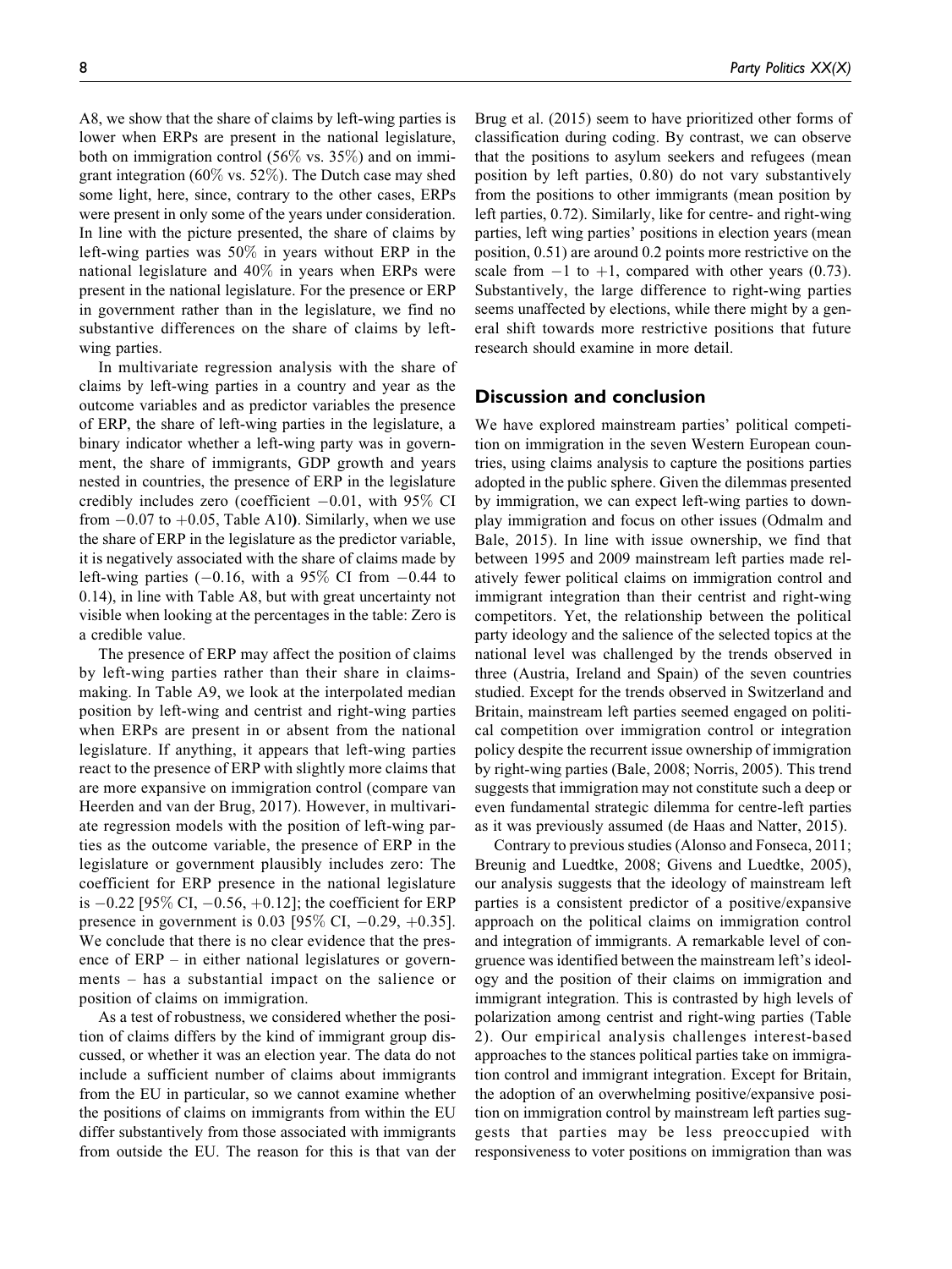A8, we show that the share of claims by left-wing parties is lower when ERPs are present in the national legislature, both on immigration control (56% vs. 35%) and on immigrant integration (60% vs. 52%). The Dutch case may shed some light, here, since, contrary to the other cases, ERPs were present in only some of the years under consideration. In line with the picture presented, the share of claims by left-wing parties was 50% in years without ERP in the national legislature and 40% in years when ERPs were present in the national legislature. For the presence or ERP in government rather than in the legislature, we find no substantive differences on the share of claims by left-wing parties.

In multivariate regression analysis with the share of claims by left-wing parties in a country and year as the outcome variables and as predictor variables the presence of ERP, the share of left-wing parties in the legislature, a binary indicator whether a left-wing party was in government, the share of immigrants, GDP growth and years nested in countries, the presence of ERP in the legislature credibly includes zero (coefficient −0.01, with 95% CI from −0.07 to +0.05, Table A10). Similarly, when we use the share of ERP in the legislature as the predictor variable, it is negatively associated with the share of claims made by left-wing parties (−0.16, with a 95% CI from −0.44 to 0.14), in line with Table A8, but with great uncertainty not visible when looking at the percentages in the table: Zero is a credible value.

The presence of ERP may affect the position of claims by left-wing parties rather than their share in claims-making. In Table A9, we look at the interpolated median position by left-wing and centrist and right-wing parties when ERPs are present in or absent from the national legislature. If anything, it appears that left-wing parties react to the presence of ERP with slightly more claims that are more expansive on immigration control (compare van Heerden and van der Brug, 2017). However, in multivariate regression models with the position of left-wing parties as the outcome variable, the presence of ERP in the legislature or government plausibly includes zero: The coefficient for ERP presence in the national legislature is −0.22 [95% CI, −0.56, +0.12]; the coefficient for ERP presence in government is 0.03 [95% CI, −0.29, +0.35]. We conclude that there is no clear evidence that the presence of ERP – in either national legislatures or governments – has a substantial impact on the salience or position of claims on immigration.

As a test of robustness, we considered whether the position of claims differs by the kind of immigrant group discussed, or whether it was an election year. The data do not include a sufficient number of claims about immigrants from the EU in particular, so we cannot examine whether the positions of claims on immigrants from within the EU differ substantively from those associated with immigrants from outside the EU. The reason for this is that van der Brug et al. (2015) seem to have prioritized other forms of classification during coding. By contrast, we can observe that the positions to asylum seekers and refugees (mean position by left parties, 0.80) do not vary substantively from the positions to other immigrants (mean position by left parties, 0.72). Similarly, like for centre- and right-wing parties, left wing parties' positions in election years (mean position, 0.51) are around 0.2 points more restrictive on the scale from −1 to +1, compared with other years (0.73). Substantively, the large difference to right-wing parties seems unaffected by elections, while there might by a general shift towards more restrictive positions that future research should examine in more detail.

## Discussion and conclusion

We have explored mainstream parties' political competition on immigration in the seven Western European countries, using claims analysis to capture the positions parties adopted in the public sphere. Given the dilemmas presented by immigration, we can expect left-wing parties to downplay immigration and focus on other issues (Odmalm and Bale, 2015). In line with issue ownership, we find that between 1995 and 2009 mainstream left parties made relatively fewer political claims on immigration control and immigrant integration than their centrist and right-wing competitors. Yet, the relationship between the political party ideology and the salience of the selected topics at the national level was challenged by the trends observed in three (Austria, Ireland and Spain) of the seven countries studied. Except for the trends observed in Switzerland and Britain, mainstream left parties seemed engaged on political competition over immigration control or integration policy despite the recurrent issue ownership of immigration by right-wing parties (Bale, 2008; Norris, 2005). This trend suggests that immigration may not constitute such a deep or even fundamental strategic dilemma for centre-left parties as it was previously assumed (de Haas and Natter, 2015).

Contrary to previous studies (Alonso and Fonseca, 2011; Breunig and Luedtke, 2008; Givens and Luedtke, 2005), our analysis suggests that the ideology of mainstream left parties is a consistent predictor of a positive/expansive approach on the political claims on immigration control and integration of immigrants. A remarkable level of congruence was identified between the mainstream left's ideology and the position of their claims on immigration and immigrant integration. This is contrasted by high levels of polarization among centrist and right-wing parties (Table 2). Our empirical analysis challenges interest-based approaches to the stances political parties take on immigration control and immigrant integration. Except for Britain, the adoption of an overwhelming positive/expansive position on immigration control by mainstream left parties suggests that parties may be less preoccupied with responsiveness to voter positions on immigration than was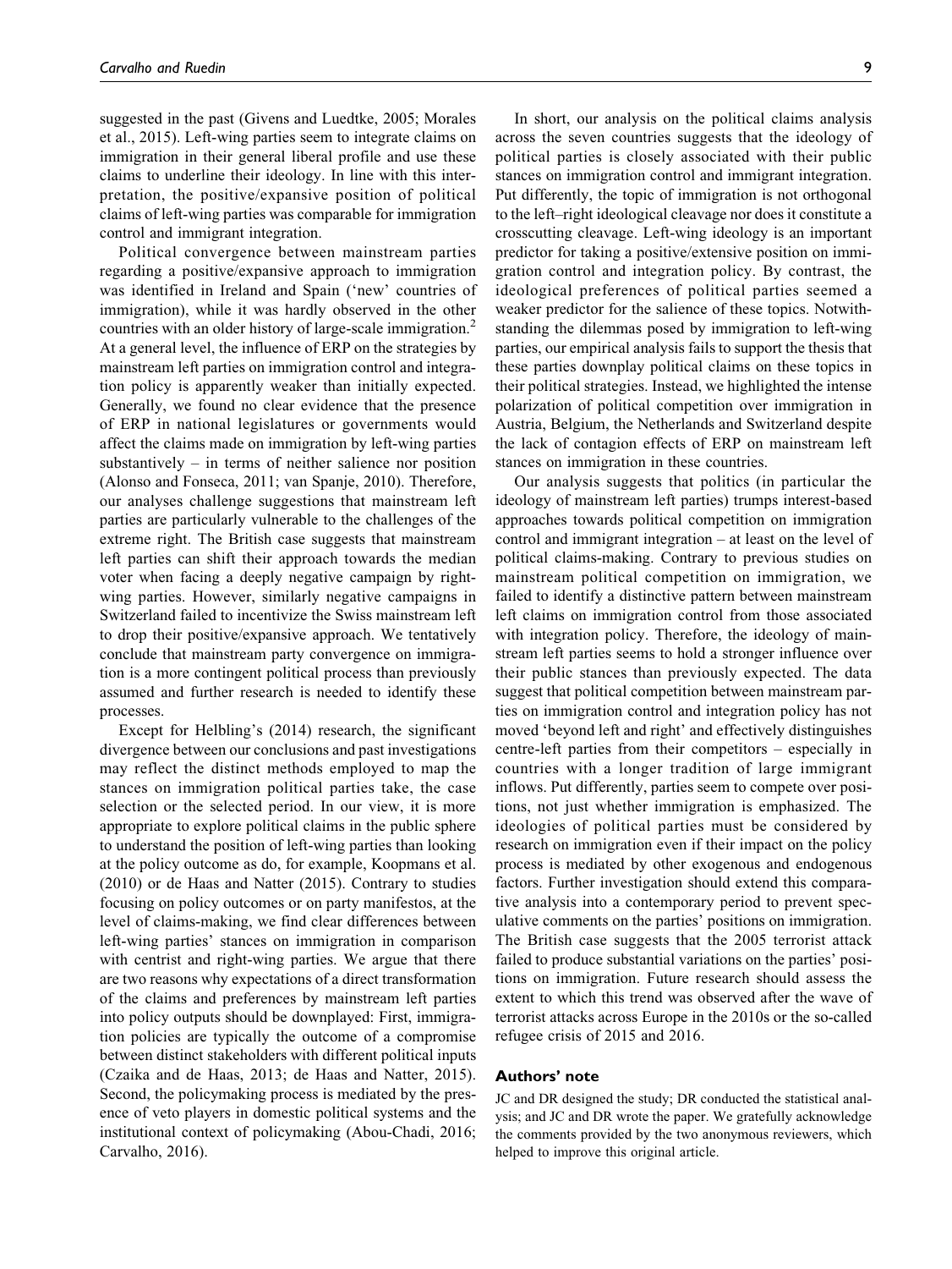suggested in the past (Givens and Luedtke, 2005; Morales et al., 2015). Left-wing parties seem to integrate claims on immigration in their general liberal profile and use these claims to underline their ideology. In line with this interpretation, the positive/expansive position of political claims of left-wing parties was comparable for immigration control and immigrant integration.

Political convergence between mainstream parties regarding a positive/expansive approach to immigration was identified in Ireland and Spain ('new' countries of immigration), while it was hardly observed in the other countries with an older history of large-scale immigration.[2] At a general level, the influence of ERP on the strategies by mainstream left parties on immigration control and integration policy is apparently weaker than initially expected. Generally, we found no clear evidence that the presence of ERP in national legislatures or governments would affect the claims made on immigration by left-wing parties substantively – in terms of neither salience nor position (Alonso and Fonseca, 2011; van Spanje, 2010). Therefore, our analyses challenge suggestions that mainstream left parties are particularly vulnerable to the challenges of the extreme right. The British case suggests that mainstream left parties can shift their approach towards the median voter when facing a deeply negative campaign by right-wing parties. However, similarly negative campaigns in Switzerland failed to incentivize the Swiss mainstream left to drop their positive/expansive approach. We tentatively conclude that mainstream party convergence on immigration is a more contingent political process than previously assumed and further research is needed to identify these processes.

Except for Helbling's (2014) research, the significant divergence between our conclusions and past investigations may reflect the distinct methods employed to map the stances on immigration political parties take, the case selection or the selected period. In our view, it is more appropriate to explore political claims in the public sphere to understand the position of left-wing parties than looking at the policy outcome as do, for example, Koopmans et al. (2010) or de Haas and Natter (2015). Contrary to studies focusing on policy outcomes or on party manifestos, at the level of claims-making, we find clear differences between left-wing parties' stances on immigration in comparison with centrist and right-wing parties. We argue that there are two reasons why expectations of a direct transformation of the claims and preferences by mainstream left parties into policy outputs should be downplayed: First, immigration policies are typically the outcome of a compromise between distinct stakeholders with different political inputs (Czaika and de Haas, 2013; de Haas and Natter, 2015). Second, the policymaking process is mediated by the presence of veto players in domestic political systems and the institutional context of policymaking (Abou-Chadi, 2016; Carvalho, 2016).

In short, our analysis on the political claims analysis across the seven countries suggests that the ideology of political parties is closely associated with their public stances on immigration control and immigrant integration. Put differently, the topic of immigration is not orthogonal to the left–right ideological cleavage nor does it constitute a crosscutting cleavage. Left-wing ideology is an important predictor for taking a positive/extensive position on immigration control and integration policy. By contrast, the ideological preferences of political parties seemed a weaker predictor for the salience of these topics. Notwithstanding the dilemmas posed by immigration to left-wing parties, our empirical analysis fails to support the thesis that these parties downplay political claims on these topics in their political strategies. Instead, we highlighted the intense polarization of political competition over immigration in Austria, Belgium, the Netherlands and Switzerland despite the lack of contagion effects of ERP on mainstream left stances on immigration in these countries.

Our analysis suggests that politics (in particular the ideology of mainstream left parties) trumps interest-based approaches towards political competition on immigration control and immigrant integration – at least on the level of political claims-making. Contrary to previous studies on mainstream political competition on immigration, we failed to identify a distinctive pattern between mainstream left claims on immigration control from those associated with integration policy. Therefore, the ideology of mainstream left parties seems to hold a stronger influence over their public stances than previously expected. The data suggest that political competition between mainstream parties on immigration control and integration policy has not moved 'beyond left and right' and effectively distinguishes centre-left parties from their competitors – especially in countries with a longer tradition of large immigrant inflows. Put differently, parties seem to compete over positions, not just whether immigration is emphasized. The ideologies of political parties must be considered by research on immigration even if their impact on the policy process is mediated by other exogenous and endogenous factors. Further investigation should extend this comparative analysis into a contemporary period to prevent speculative comments on the parties' positions on immigration. The British case suggests that the 2005 terrorist attack failed to produce substantial variations on the parties' positions on immigration. Future research should assess the extent to which this trend was observed after the wave of terrorist attacks across Europe in the 2010s or the so-called refugee crisis of 2015 and 2016.

## Authors' note

JC and DR designed the study; DR conducted the statistical analysis; and JC and DR wrote the paper. We gratefully acknowledge the comments provided by the two anonymous reviewers, which helped to improve this original article.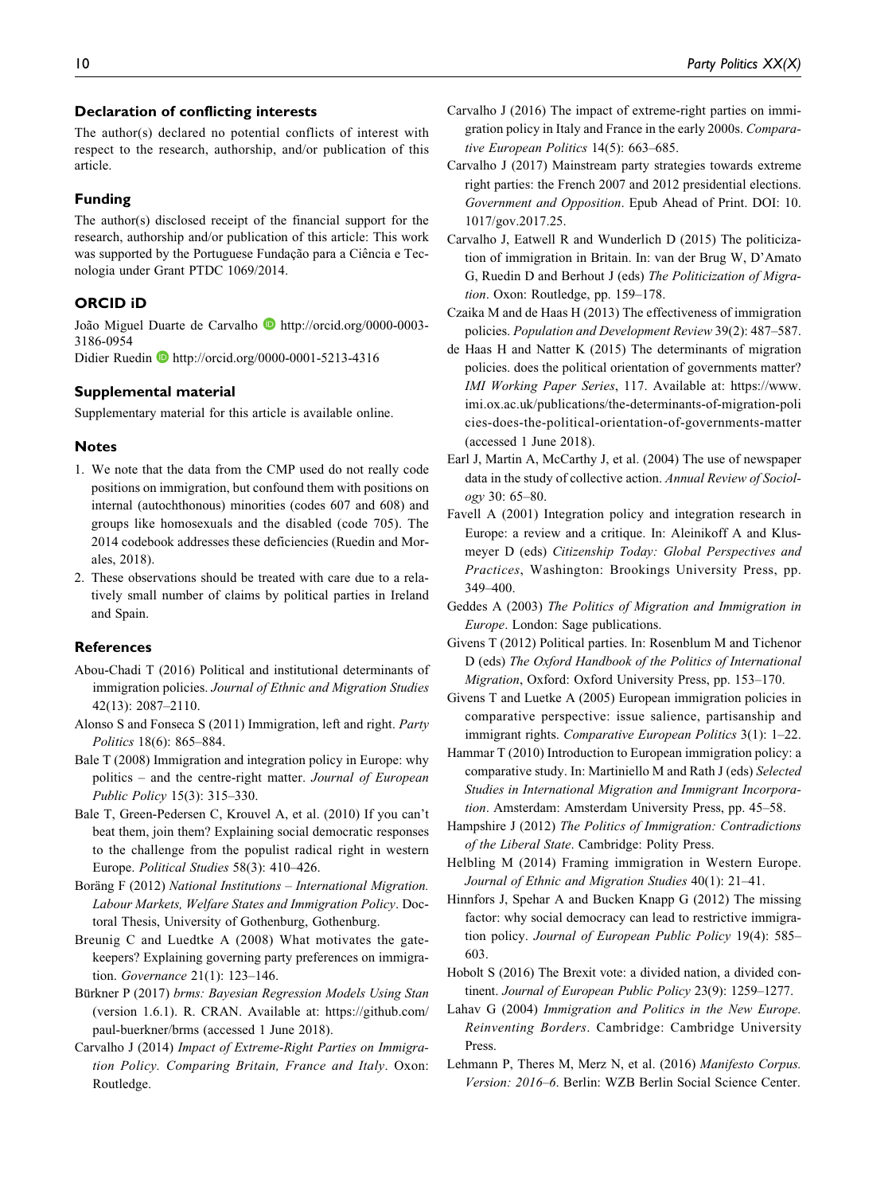## Declaration of conflicting interests

The author(s) declared no potential conflicts of interest with respect to the research, authorship, and/or publication of this article.

## Funding

The author(s) disclosed receipt of the financial support for the research, authorship and/or publication of this article: This work was supported by the Portuguese Fundação para a Ciência e Tecnologia under Grant PTDC 1069/2014.

## ORCID iD

João Miguel Duarte de Carvalho http://orcid.org/0000-0003-3186-0954
Didier Ruedin http://orcid.org/0000-0001-5213-4316

## Supplemental material

Supplementary material for this article is available online.

## Notes

1. We note that the data from the CMP used do not really code positions on immigration, but confound them with positions on internal (autochthonous) minorities (codes 607 and 608) and groups like homosexuals and the disabled (code 705). The 2014 codebook addresses these deficiencies (Ruedin and Morales, 2018).
2. These observations should be treated with care due to a relatively small number of claims by political parties in Ireland and Spain.

## References

Abou-Chadi T (2016) Political and institutional determinants of immigration policies. *Journal of Ethnic and Migration Studies* 42(13): 2087–2110.

Alonso S and Fonseca S (2011) Immigration, left and right. *Party Politics* 18(6): 865–884.

Bale T (2008) Immigration and integration policy in Europe: why politics – and the centre-right matter. *Journal of European Public Policy* 15(3): 315–330.

Bale T, Green-Pedersen C, Krouvel A, et al. (2010) If you can't beat them, join them? Explaining social democratic responses to the challenge from the populist radical right in western Europe. *Political Studies* 58(3): 410–426.

Boräng F (2012) *National Institutions – International Migration. Labour Markets, Welfare States and Immigration Policy*. Doctoral Thesis, University of Gothenburg, Gothenburg.

Breunig C and Luedtke A (2008) What motivates the gatekeepers? Explaining governing party preferences on immigration. *Governance* 21(1): 123–146.

Bürkner P (2017) *brms: Bayesian Regression Models Using Stan* (version 1.6.1). R. CRAN. Available at: https://github.com/paul-buerkner/brms (accessed 1 June 2018).

Carvalho J (2014) *Impact of Extreme-Right Parties on Immigration Policy. Comparing Britain, France and Italy*. Oxon: Routledge.

Carvalho J (2016) The impact of extreme-right parties on immigration policy in Italy and France in the early 2000s. *Comparative European Politics* 14(5): 663–685.

Carvalho J (2017) Mainstream party strategies towards extreme right parties: the French 2007 and 2012 presidential elections. *Government and Opposition*. Epub Ahead of Print. DOI: 10.1017/gov.2017.25.

Carvalho J, Eatwell R and Wunderlich D (2015) The politicization of immigration in Britain. In: van der Brug W, D'Amato G, Ruedin D and Berhout J (eds) *The Politicization of Migration*. Oxon: Routledge, pp. 159–178.

Czaika M and de Haas H (2013) The effectiveness of immigration policies. *Population and Development Review* 39(2): 487–587.

de Haas H and Natter K (2015) The determinants of migration policies. does the political orientation of governments matter? *IMI Working Paper Series*, 117. Available at: https://www.imi.ox.ac.uk/publications/the-determinants-of-migration-policies-does-the-political-orientation-of-governments-matter (accessed 1 June 2018).

Earl J, Martin A, McCarthy J, et al. (2004) The use of newspaper data in the study of collective action. *Annual Review of Sociology* 30: 65–80.

Favell A (2001) Integration policy and integration research in Europe: a review and a critique. In: Aleinikoff A and Klusmeyer D (eds) *Citizenship Today: Global Perspectives and Practices*, Washington: Brookings University Press, pp. 349–400.

Geddes A (2003) *The Politics of Migration and Immigration in Europe*. London: Sage publications.

Givens T (2012) Political parties. In: Rosenblum M and Tichenor D (eds) *The Oxford Handbook of the Politics of International Migration*, Oxford: Oxford University Press, pp. 153–170.

Givens T and Luetke A (2005) European immigration policies in comparative perspective: issue salience, partisanship and immigrant rights. *Comparative European Politics* 3(1): 1–22.

Hammar T (2010) Introduction to European immigration policy: a comparative study. In: Martiniello M and Rath J (eds) *Selected Studies in International Migration and Immigrant Incorporation*. Amsterdam: Amsterdam University Press, pp. 45–58.

Hampshire J (2012) *The Politics of Immigration: Contradictions of the Liberal State*. Cambridge: Polity Press.

Helbling M (2014) Framing immigration in Western Europe. *Journal of Ethnic and Migration Studies* 40(1): 21–41.

Hinnfors J, Spehar A and Bucken Knapp G (2012) The missing factor: why social democracy can lead to restrictive immigration policy. *Journal of European Public Policy* 19(4): 585–603.

Hobolt S (2016) The Brexit vote: a divided nation, a divided continent. *Journal of European Public Policy* 23(9): 1259–1277.

Lahav G (2004) *Immigration and Politics in the New Europe. Reinventing Borders*. Cambridge: Cambridge University Press.

Lehmann P, Theres M, Merz N, et al. (2016) *Manifesto Corpus. Version: 2016–6*. Berlin: WZB Berlin Social Science Center.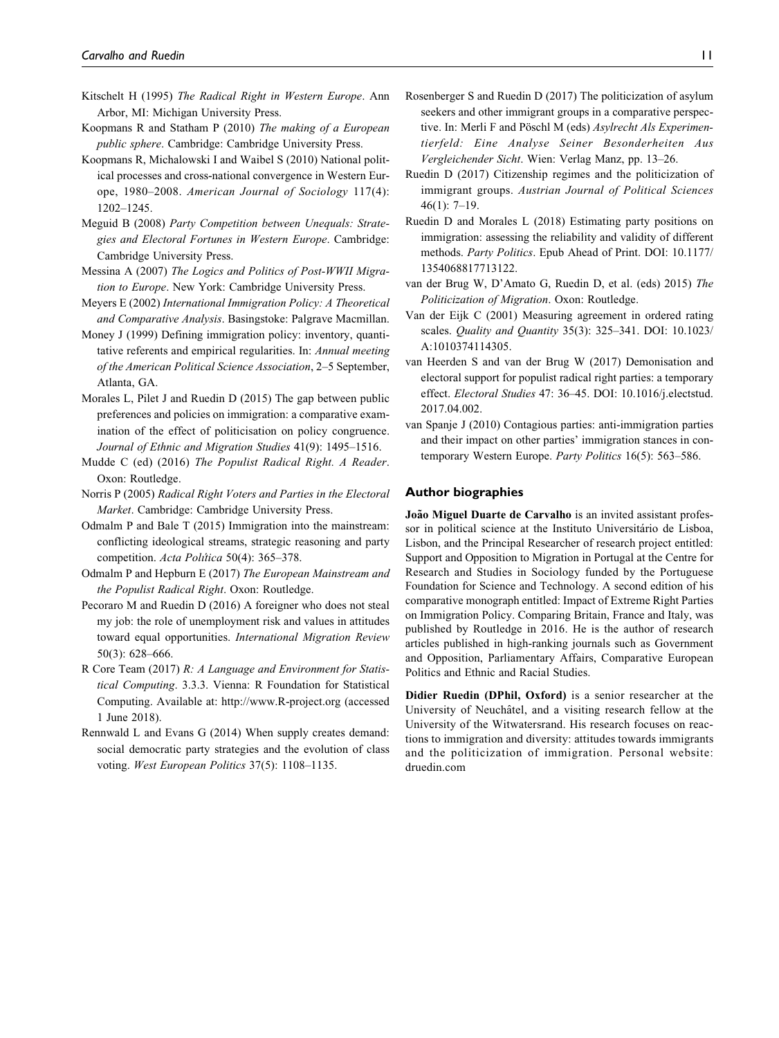Kitschelt H (1995) *The Radical Right in Western Europe*. Ann Arbor, MI: Michigan University Press.

Koopmans R and Statham P (2010) *The making of a European public sphere*. Cambridge: Cambridge University Press.

Koopmans R, Michalowski I and Waibel S (2010) National political processes and cross-national convergence in Western Europe, 1980–2008. *American Journal of Sociology* 117(4): 1202–1245.

Meguid B (2008) *Party Competition between Unequals: Strategies and Electoral Fortunes in Western Europe*. Cambridge: Cambridge University Press.

Messina A (2007) *The Logics and Politics of Post-WWII Migration to Europe*. New York: Cambridge University Press.

Meyers E (2002) *International Immigration Policy: A Theoretical and Comparative Analysis*. Basingstoke: Palgrave Macmillan.

Money J (1999) Defining immigration policy: inventory, quantitative referents and empirical regularities. In: *Annual meeting of the American Political Science Association*, 2–5 September, Atlanta, GA.

Morales L, Pilet J and Ruedin D (2015) The gap between public preferences and policies on immigration: a comparative examination of the effect of politicisation on policy congruence. *Journal of Ethnic and Migration Studies* 41(9): 1495–1516.

Mudde C (ed) (2016) *The Populist Radical Right. A Reader*. Oxon: Routledge.

Norris P (2005) *Radical Right Voters and Parties in the Electoral Market*. Cambridge: Cambridge University Press.

Odmalm P and Bale T (2015) Immigration into the mainstream: conflicting ideological streams, strategic reasoning and party competition. *Acta Política* 50(4): 365–378.

Odmalm P and Hepburn E (2017) *The European Mainstream and the Populist Radical Right*. Oxon: Routledge.

Pecoraro M and Ruedin D (2016) A foreigner who does not steal my job: the role of unemployment risk and values in attitudes toward equal opportunities. *International Migration Review* 50(3): 628–666.

R Core Team (2017) *R: A Language and Environment for Statistical Computing*. 3.3.3. Vienna: R Foundation for Statistical Computing. Available at: http://www.R-project.org (accessed 1 June 2018).

Rennwald L and Evans G (2014) When supply creates demand: social democratic party strategies and the evolution of class voting. *West European Politics* 37(5): 1108–1135.

Rosenberger S and Ruedin D (2017) The politicization of asylum seekers and other immigrant groups in a comparative perspective. In: Merli F and Pöschl M (eds) *Asylrecht Als Experimentierfeld: Eine Analyse Seiner Besonderheiten Aus Vergleichender Sicht*. Wien: Verlag Manz, pp. 13–26.

Ruedin D (2017) Citizenship regimes and the politicization of immigrant groups. *Austrian Journal of Political Sciences* 46(1): 7–19.

Ruedin D and Morales L (2018) Estimating party positions on immigration: assessing the reliability and validity of different methods. *Party Politics*. Epub Ahead of Print. DOI: 10.1177/1354068817713122.

van der Brug W, D'Amato G, Ruedin D, et al. (eds) 2015) *The Politicization of Migration*. Oxon: Routledge.

Van der Eijk C (2001) Measuring agreement in ordered rating scales. *Quality and Quantity* 35(3): 325–341. DOI: 10.1023/A:1010374114305.

van Heerden S and van der Brug W (2017) Demonisation and electoral support for populist radical right parties: a temporary effect. *Electoral Studies* 47: 36–45. DOI: 10.1016/j.electstud.2017.04.002.

van Spanje J (2010) Contagious parties: anti-immigration parties and their impact on other parties' immigration stances in contemporary Western Europe. *Party Politics* 16(5): 563–586.

## Author biographies

**João Miguel Duarte de Carvalho** is an invited assistant professor in political science at the Instituto Universitário de Lisboa, Lisbon, and the Principal Researcher of research project entitled: Support and Opposition to Migration in Portugal at the Centre for Research and Studies in Sociology funded by the Portuguese Foundation for Science and Technology. A second edition of his comparative monograph entitled: Impact of Extreme Right Parties on Immigration Policy. Comparing Britain, France and Italy, was published by Routledge in 2016. He is the author of research articles published in high-ranking journals such as Government and Opposition, Parliamentary Affairs, Comparative European Politics and Ethnic and Racial Studies.

**Didier Ruedin (DPhil, Oxford)** is a senior researcher at the University of Neuchâtel, and a visiting research fellow at the University of the Witwatersrand. His research focuses on reactions to immigration and diversity: attitudes towards immigrants and the politicization of immigration. Personal website: druedin.com